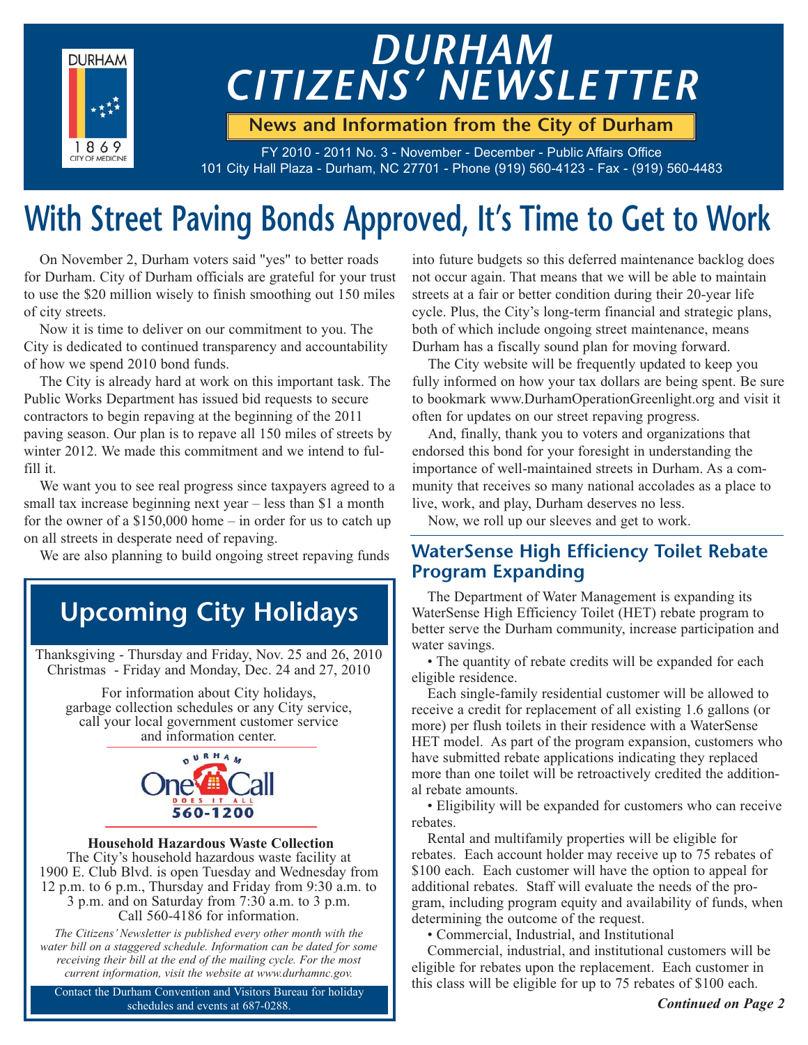# DURHAM CITIZENS' NEWSLETTER

**News and Information from the City of Durham**

FY 2010 - 2011 No. 3 - November - December - Public Affairs Office
101 City Hall Plaza - Durham, NC 27701 - Phone (919) 560-4123 - Fax - (919) 560-4483

# With Street Paving Bonds Approved, It's Time to Get to Work

On November 2, Durham voters said "yes" to better roads for Durham. City of Durham officials are grateful for your trust to use the $20 million wisely to finish smoothing out 150 miles of city streets.

Now it is time to deliver on our commitment to you. The City is dedicated to continued transparency and accountability of how we spend 2010 bond funds.

The City is already hard at work on this important task. The Public Works Department has issued bid requests to secure contractors to begin repaving at the beginning of the 2011 paving season. Our plan is to repave all 150 miles of streets by winter 2012. We made this commitment and we intend to fulfill it.

We want you to see real progress since taxpayers agreed to a small tax increase beginning next year – less than $1 a month for the owner of a $150,000 home – in order for us to catch up on all streets in desperate need of repaving.

We are also planning to build ongoing street repaving funds into future budgets so this deferred maintenance backlog does not occur again. That means that we will be able to maintain streets at a fair or better condition during their 20-year life cycle. Plus, the City's long-term financial and strategic plans, both of which include ongoing street maintenance, means Durham has a fiscally sound plan for moving forward.

The City website will be frequently updated to keep you fully informed on how your tax dollars are being spent. Be sure to bookmark www.DurhamOperationGreenlight.org and visit it often for updates on our street repaving progress.

And, finally, thank you to voters and organizations that endorsed this bond for your foresight in understanding the importance of well-maintained streets in Durham. As a community that receives so many national accolades as a place to live, work, and play, Durham deserves no less.

Now, we roll up our sleeves and get to work.

## Upcoming City Holidays

Thanksgiving - Thursday and Friday, Nov. 25 and 26, 2010
Christmas - Friday and Monday, Dec. 24 and 27, 2010

For information about City holidays, garbage collection schedules or any City service, call your local government customer service and information center.

Durham One Call — Does It All — 560-1200

**Household Hazardous Waste Collection**

The City's household hazardous waste facility at 1900 E. Club Blvd. is open Tuesday and Wednesday from 12 p.m. to 6 p.m., Thursday and Friday from 9:30 a.m. to 3 p.m. and on Saturday from 7:30 a.m. to 3 p.m. Call 560-4186 for information.

*The Citizens' Newsletter is published every other month with the water bill on a staggered schedule. Information can be dated for some receiving their bill at the end of the mailing cycle. For the most current information, visit the website at www.durhamnc.gov.*

Contact the Durham Convention and Visitors Bureau for holiday schedules and events at 687-0288.

## WaterSense High Efficiency Toilet Rebate Program Expanding

The Department of Water Management is expanding its WaterSense High Efficiency Toilet (HET) rebate program to better serve the Durham community, increase participation and water savings.

• The quantity of rebate credits will be expanded for each eligible residence.

Each single-family residential customer will be allowed to receive a credit for replacement of all existing 1.6 gallons (or more) per flush toilets in their residence with a WaterSense HET model. As part of the program expansion, customers who have submitted rebate applications indicating they replaced more than one toilet will be retroactively credited the additional rebate amounts.

• Eligibility will be expanded for customers who can receive rebates.

Rental and multifamily properties will be eligible for rebates. Each account holder may receive up to 75 rebates of $100 each. Each customer will have the option to appeal for additional rebates. Staff will evaluate the needs of the program, including program equity and availability of funds, when determining the outcome of the request.

• Commercial, Industrial, and Institutional

Commercial, industrial, and institutional customers will be eligible for rebates upon the replacement. Each customer in this class will be eligible for up to 75 rebates of $100 each.

***Continued on Page 2***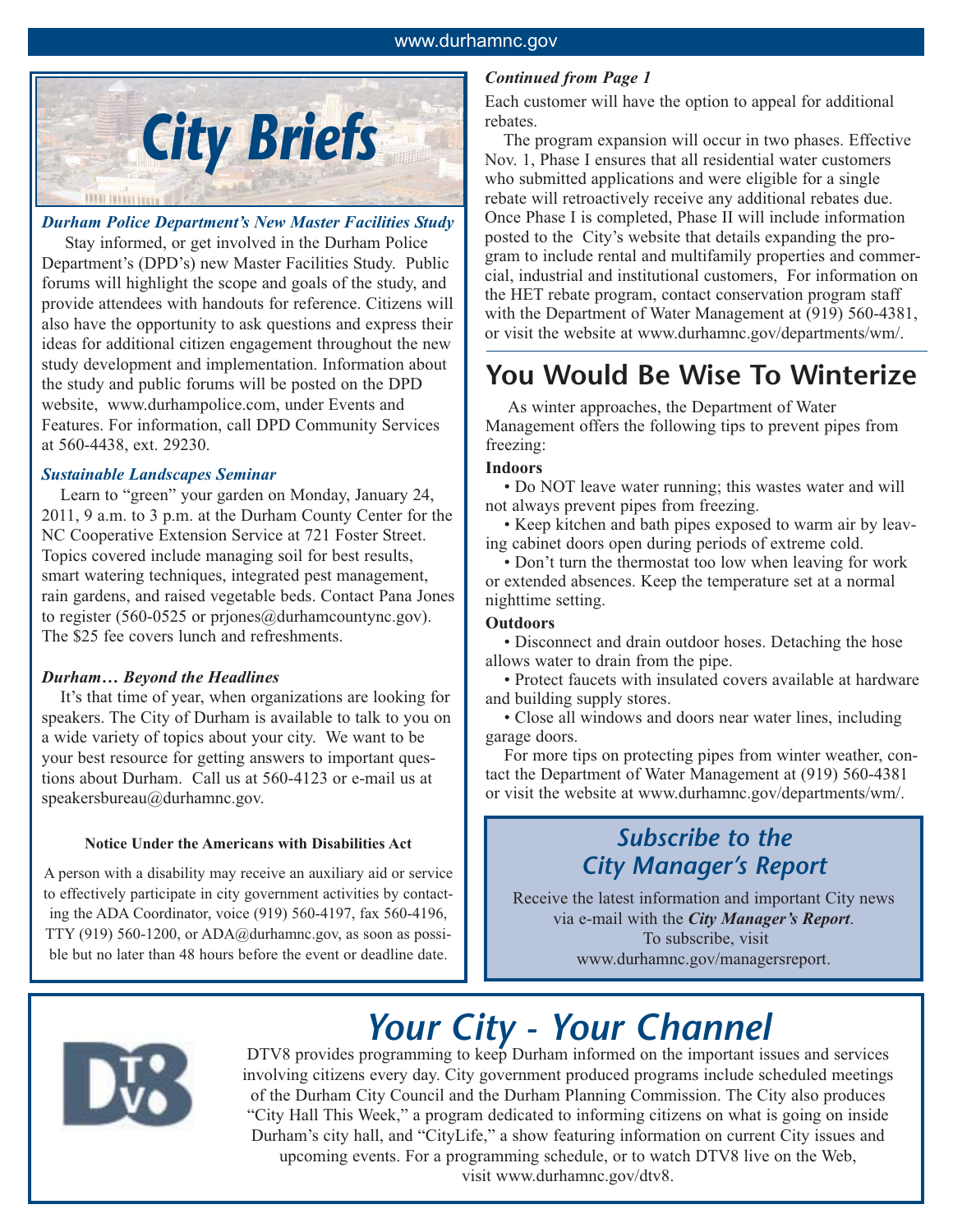# City Briefs

### *Durham Police Department's New Master Facilities Study*

Stay informed, or get involved in the Durham Police Department's (DPD's) new Master Facilities Study. Public forums will highlight the scope and goals of the study, and provide attendees with handouts for reference. Citizens will also have the opportunity to ask questions and express their ideas for additional citizen engagement throughout the new study development and implementation. Information about the study and public forums will be posted on the DPD website, www.durhampolice.com, under Events and Features. For information, call DPD Community Services at 560-4438, ext. 29230.

### *Sustainable Landscapes Seminar*

Learn to "green" your garden on Monday, January 24, 2011, 9 a.m. to 3 p.m. at the Durham County Center for the NC Cooperative Extension Service at 721 Foster Street. Topics covered include managing soil for best results, smart watering techniques, integrated pest management, rain gardens, and raised vegetable beds. Contact Pana Jones to register (560-0525 or prjones@durhamcountync.gov). The $25 fee covers lunch and refreshments.

### *Durham… Beyond the Headlines*

It's that time of year, when organizations are looking for speakers. The City of Durham is available to talk to you on a wide variety of topics about your city. We want to be your best resource for getting answers to important questions about Durham. Call us at 560-4123 or e-mail us at speakersbureau@durhamnc.gov.

**Notice Under the Americans with Disabilities Act**

A person with a disability may receive an auxiliary aid or service to effectively participate in city government activities by contacting the ADA Coordinator, voice (919) 560-4197, fax 560-4196, TTY (919) 560-1200, or ADA@durhamnc.gov, as soon as possible but no later than 48 hours before the event or deadline date.

***Continued from Page 1***

Each customer will have the option to appeal for additional rebates.

The program expansion will occur in two phases. Effective Nov. 1, Phase I ensures that all residential water customers who submitted applications and were eligible for a single rebate will retroactively receive any additional rebates due. Once Phase I is completed, Phase II will include information posted to the City's website that details expanding the program to include rental and multifamily properties and commercial, industrial and institutional customers, For information on the HET rebate program, contact conservation program staff with the Department of Water Management at (919) 560-4381, or visit the website at www.durhamnc.gov/departments/wm/.

## You Would Be Wise To Winterize

As winter approaches, the Department of Water Management offers the following tips to prevent pipes from freezing:

**Indoors**

- Do NOT leave water running; this wastes water and will not always prevent pipes from freezing.
- Keep kitchen and bath pipes exposed to warm air by leaving cabinet doors open during periods of extreme cold.
- Don't turn the thermostat too low when leaving for work or extended absences. Keep the temperature set at a normal nighttime setting.

**Outdoors**

- Disconnect and drain outdoor hoses. Detaching the hose allows water to drain from the pipe.
- Protect faucets with insulated covers available at hardware and building supply stores.
- Close all windows and doors near water lines, including garage doors.

For more tips on protecting pipes from winter weather, contact the Department of Water Management at (919) 560-4381 or visit the website at www.durhamnc.gov/departments/wm/.

## *Subscribe to the City Manager's Report*

Receive the latest information and important City news via e-mail with the ***City Manager's Report***.
To subscribe, visit
www.durhamnc.gov/managersreport.

## *Your City - Your Channel*

DTV8 provides programming to keep Durham informed on the important issues and services involving citizens every day. City government produced programs include scheduled meetings of the Durham City Council and the Durham Planning Commission. The City also produces "City Hall This Week," a program dedicated to informing citizens on what is going on inside Durham's city hall, and "CityLife," a show featuring information on current City issues and upcoming events. For a programming schedule, or to watch DTV8 live on the Web, visit www.durhamnc.gov/dtv8.